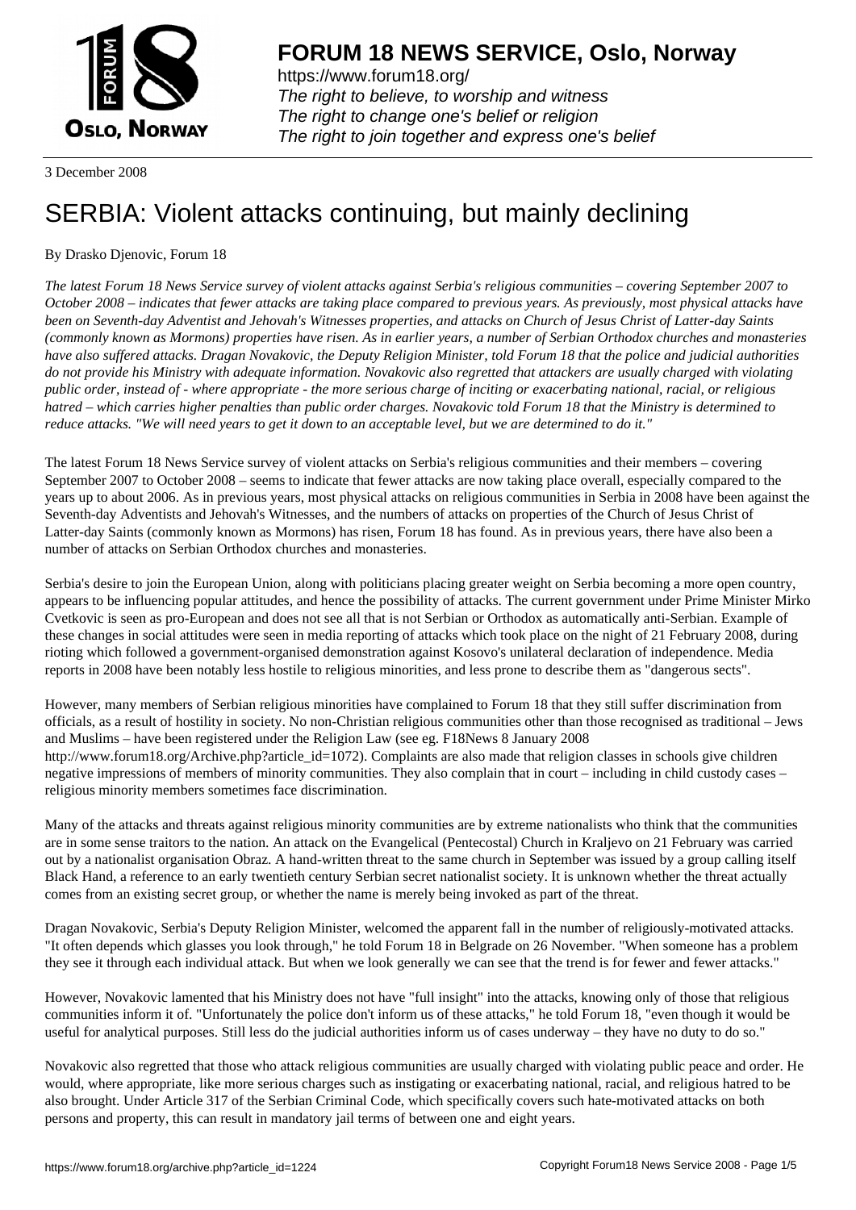# FORUM 18 NEWS SERVICE, Oslo, Norway

https://www.forum18.org/
*The right to believe, to worship and witness*
*The right to change one's belief or religion*
*The right to join together and express one's belief*

3 December 2008

# SERBIA: Violent attacks continuing, but mainly declining

By Drasko Djenovic, Forum 18

*The latest Forum 18 News Service survey of violent attacks against Serbia's religious communities – covering September 2007 to October 2008 – indicates that fewer attacks are taking place compared to previous years. As previously, most physical attacks have been on Seventh-day Adventist and Jehovah's Witnesses properties, and attacks on Church of Jesus Christ of Latter-day Saints (commonly known as Mormons) properties have risen. As in earlier years, a number of Serbian Orthodox churches and monasteries have also suffered attacks. Dragan Novakovic, the Deputy Religion Minister, told Forum 18 that the police and judicial authorities do not provide his Ministry with adequate information. Novakovic also regretted that attackers are usually charged with violating public order, instead of - where appropriate - the more serious charge of inciting or exacerbating national, racial, or religious hatred – which carries higher penalties than public order charges. Novakovic told Forum 18 that the Ministry is determined to reduce attacks. "We will need years to get it down to an acceptable level, but we are determined to do it."*

The latest Forum 18 News Service survey of violent attacks on Serbia's religious communities and their members – covering September 2007 to October 2008 – seems to indicate that fewer attacks are now taking place overall, especially compared to the years up to about 2006. As in previous years, most physical attacks on religious communities in Serbia in 2008 have been against the Seventh-day Adventists and Jehovah's Witnesses, and the numbers of attacks on properties of the Church of Jesus Christ of Latter-day Saints (commonly known as Mormons) has risen, Forum 18 has found. As in previous years, there have also been a number of attacks on Serbian Orthodox churches and monasteries.

Serbia's desire to join the European Union, along with politicians placing greater weight on Serbia becoming a more open country, appears to be influencing popular attitudes, and hence the possibility of attacks. The current government under Prime Minister Mirko Cvetkovic is seen as pro-European and does not see all that is not Serbian or Orthodox as automatically anti-Serbian. Example of these changes in social attitudes were seen in media reporting of attacks which took place on the night of 21 February 2008, during rioting which followed a government-organised demonstration against Kosovo's unilateral declaration of independence. Media reports in 2008 have been notably less hostile to religious minorities, and less prone to describe them as "dangerous sects".

However, many members of Serbian religious minorities have complained to Forum 18 that they still suffer discrimination from officials, as a result of hostility in society. No non-Christian religious communities other than those recognised as traditional – Jews and Muslims – have been registered under the Religion Law (see eg. F18News 8 January 2008 http://www.forum18.org/Archive.php?article_id=1072). Complaints are also made that religion classes in schools give children negative impressions of members of minority communities. They also complain that in court – including in child custody cases – religious minority members sometimes face discrimination.

Many of the attacks and threats against religious minority communities are by extreme nationalists who think that the communities are in some sense traitors to the nation. An attack on the Evangelical (Pentecostal) Church in Kraljevo on 21 February was carried out by a nationalist organisation Obraz. A hand-written threat to the same church in September was issued by a group calling itself Black Hand, a reference to an early twentieth century Serbian secret nationalist society. It is unknown whether the threat actually comes from an existing secret group, or whether the name is merely being invoked as part of the threat.

Dragan Novakovic, Serbia's Deputy Religion Minister, welcomed the apparent fall in the number of religiously-motivated attacks. "It often depends which glasses you look through," he told Forum 18 in Belgrade on 26 November. "When someone has a problem they see it through each individual attack. But when we look generally we can see that the trend is for fewer and fewer attacks."

However, Novakovic lamented that his Ministry does not have "full insight" into the attacks, knowing only of those that religious communities inform it of. "Unfortunately the police don't inform us of these attacks," he told Forum 18, "even though it would be useful for analytical purposes. Still less do the judicial authorities inform us of cases underway – they have no duty to do so."

Novakovic also regretted that those who attack religious communities are usually charged with violating public peace and order. He would, where appropriate, like more serious charges such as instigating or exacerbating national, racial, and religious hatred to be also brought. Under Article 317 of the Serbian Criminal Code, which specifically covers such hate-motivated attacks on both persons and property, this can result in mandatory jail terms of between one and eight years.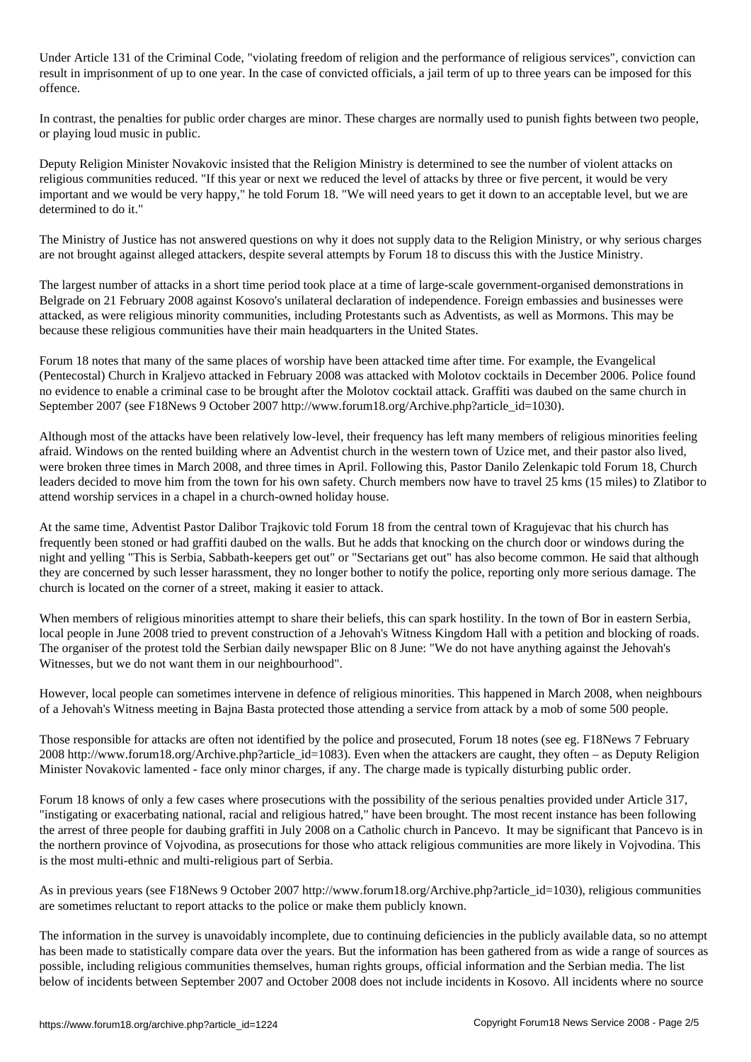Under Article 131 of the Criminal Code, "violating freedom of religion and the performance of religious services", conviction can result in imprisonment of up to one year. In the case of convicted officials, a jail term of up to three years can be imposed for this offence.

In contrast, the penalties for public order charges are minor. These charges are normally used to punish fights between two people, or playing loud music in public.

Deputy Religion Minister Novakovic insisted that the Religion Ministry is determined to see the number of violent attacks on religious communities reduced. "If this year or next we reduced the level of attacks by three or five percent, it would be very important and we would be very happy," he told Forum 18. "We will need years to get it down to an acceptable level, but we are determined to do it."

The Ministry of Justice has not answered questions on why it does not supply data to the Religion Ministry, or why serious charges are not brought against alleged attackers, despite several attempts by Forum 18 to discuss this with the Justice Ministry.

The largest number of attacks in a short time period took place at a time of large-scale government-organised demonstrations in Belgrade on 21 February 2008 against Kosovo's unilateral declaration of independence. Foreign embassies and businesses were attacked, as were religious minority communities, including Protestants such as Adventists, as well as Mormons. This may be because these religious communities have their main headquarters in the United States.

Forum 18 notes that many of the same places of worship have been attacked time after time. For example, the Evangelical (Pentecostal) Church in Kraljevo attacked in February 2008 was attacked with Molotov cocktails in December 2006. Police found no evidence to enable a criminal case to be brought after the Molotov cocktail attack. Graffiti was daubed on the same church in September 2007 (see F18News 9 October 2007 http://www.forum18.org/Archive.php?article_id=1030).

Although most of the attacks have been relatively low-level, their frequency has left many members of religious minorities feeling afraid. Windows on the rented building where an Adventist church in the western town of Uzice met, and their pastor also lived, were broken three times in March 2008, and three times in April. Following this, Pastor Danilo Zelenkapic told Forum 18, Church leaders decided to move him from the town for his own safety. Church members now have to travel 25 kms (15 miles) to Zlatibor to attend worship services in a chapel in a church-owned holiday house.

At the same time, Adventist Pastor Dalibor Trajkovic told Forum 18 from the central town of Kragujevac that his church has frequently been stoned or had graffiti daubed on the walls. But he adds that knocking on the church door or windows during the night and yelling "This is Serbia, Sabbath-keepers get out" or "Sectarians get out" has also become common. He said that although they are concerned by such lesser harassment, they no longer bother to notify the police, reporting only more serious damage. The church is located on the corner of a street, making it easier to attack.

When members of religious minorities attempt to share their beliefs, this can spark hostility. In the town of Bor in eastern Serbia, local people in June 2008 tried to prevent construction of a Jehovah's Witness Kingdom Hall with a petition and blocking of roads. The organiser of the protest told the Serbian daily newspaper Blic on 8 June: "We do not have anything against the Jehovah's Witnesses, but we do not want them in our neighbourhood".

However, local people can sometimes intervene in defence of religious minorities. This happened in March 2008, when neighbours of a Jehovah's Witness meeting in Bajna Basta protected those attending a service from attack by a mob of some 500 people.

Those responsible for attacks are often not identified by the police and prosecuted, Forum 18 notes (see eg. F18News 7 February 2008 http://www.forum18.org/Archive.php?article_id=1083). Even when the attackers are caught, they often – as Deputy Religion Minister Novakovic lamented - face only minor charges, if any. The charge made is typically disturbing public order.

Forum 18 knows of only a few cases where prosecutions with the possibility of the serious penalties provided under Article 317, "instigating or exacerbating national, racial and religious hatred," have been brought. The most recent instance has been following the arrest of three people for daubing graffiti in July 2008 on a Catholic church in Pancevo. It may be significant that Pancevo is in the northern province of Vojvodina, as prosecutions for those who attack religious communities are more likely in Vojvodina. This is the most multi-ethnic and multi-religious part of Serbia.

As in previous years (see F18News 9 October 2007 http://www.forum18.org/Archive.php?article_id=1030), religious communities are sometimes reluctant to report attacks to the police or make them publicly known.

The information in the survey is unavoidably incomplete, due to continuing deficiencies in the publicly available data, so no attempt has been made to statistically compare data over the years. But the information has been gathered from as wide a range of sources as possible, including religious communities themselves, human rights groups, official information and the Serbian media. The list below of incidents between September 2007 and October 2008 does not include incidents in Kosovo. All incidents where no source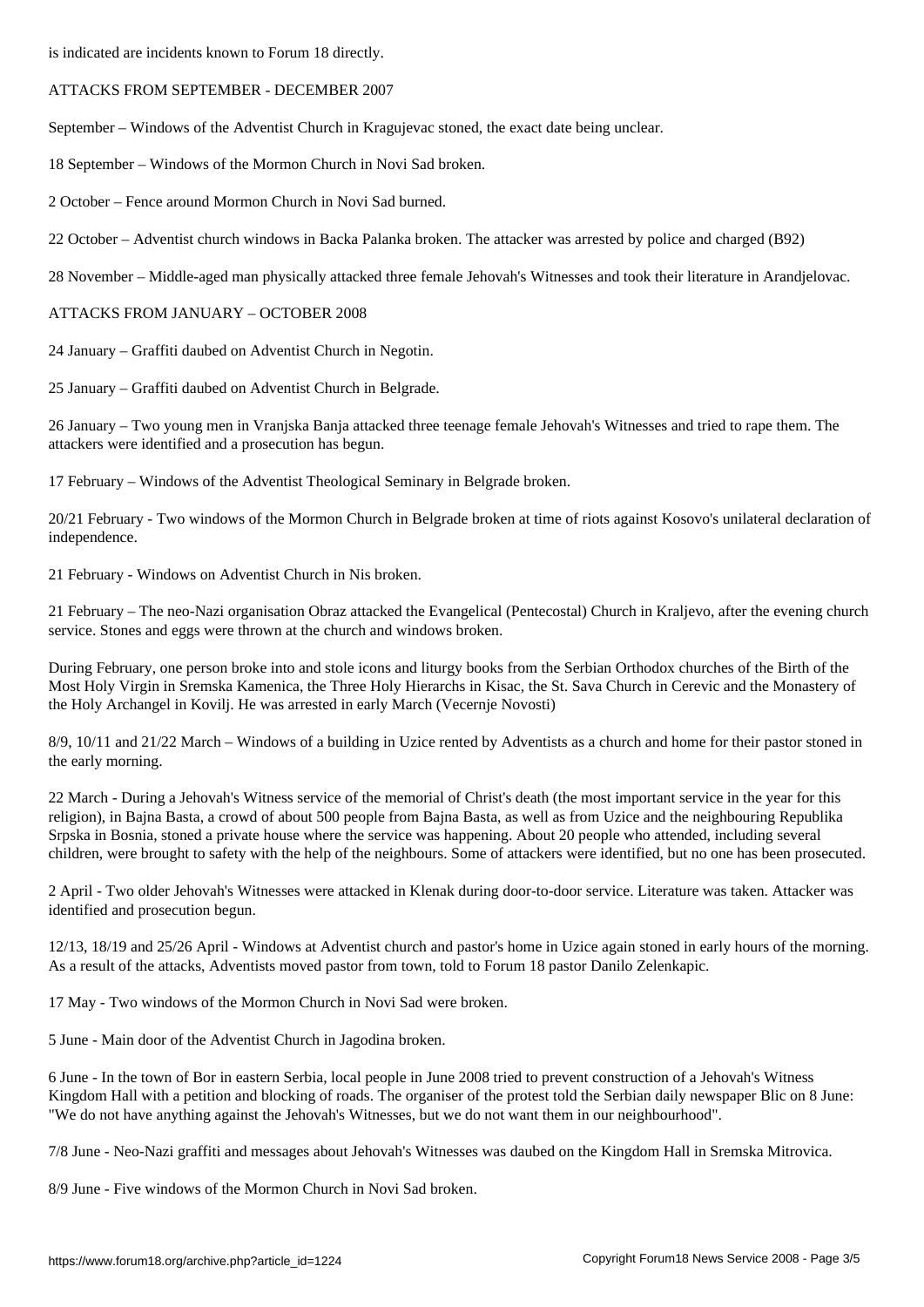is indicated are incidents known to Forum 18 directly.

ATTACKS FROM SEPTEMBER - DECEMBER 2007

September – Windows of the Adventist Church in Kragujevac stoned, the exact date being unclear.

18 September – Windows of the Mormon Church in Novi Sad broken.

2 October – Fence around Mormon Church in Novi Sad burned.

22 October – Adventist church windows in Backa Palanka broken. The attacker was arrested by police and charged (B92)

28 November – Middle-aged man physically attacked three female Jehovah's Witnesses and took their literature in Arandjelovac.

ATTACKS FROM JANUARY – OCTOBER 2008

24 January – Graffiti daubed on Adventist Church in Negotin.

25 January – Graffiti daubed on Adventist Church in Belgrade.

26 January – Two young men in Vranjska Banja attacked three teenage female Jehovah's Witnesses and tried to rape them. The attackers were identified and a prosecution has begun.

17 February – Windows of the Adventist Theological Seminary in Belgrade broken.

20/21 February - Two windows of the Mormon Church in Belgrade broken at time of riots against Kosovo's unilateral declaration of independence.

21 February - Windows on Adventist Church in Nis broken.

21 February – The neo-Nazi organisation Obraz attacked the Evangelical (Pentecostal) Church in Kraljevo, after the evening church service. Stones and eggs were thrown at the church and windows broken.

During February, one person broke into and stole icons and liturgy books from the Serbian Orthodox churches of the Birth of the Most Holy Virgin in Sremska Kamenica, the Three Holy Hierarchs in Kisac, the St. Sava Church in Cerevic and the Monastery of the Holy Archangel in Kovilj. He was arrested in early March (Vecernje Novosti)

8/9, 10/11 and 21/22 March – Windows of a building in Uzice rented by Adventists as a church and home for their pastor stoned in the early morning.

22 March - During a Jehovah's Witness service of the memorial of Christ's death (the most important service in the year for this religion), in Bajna Basta, a crowd of about 500 people from Bajna Basta, as well as from Uzice and the neighbouring Republika Srpska in Bosnia, stoned a private house where the service was happening. About 20 people who attended, including several children, were brought to safety with the help of the neighbours. Some of attackers were identified, but no one has been prosecuted.

2 April - Two older Jehovah's Witnesses were attacked in Klenak during door-to-door service. Literature was taken. Attacker was identified and prosecution begun.

12/13, 18/19 and 25/26 April - Windows at Adventist church and pastor's home in Uzice again stoned in early hours of the morning. As a result of the attacks, Adventists moved pastor from town, told to Forum 18 pastor Danilo Zelenkapic.

17 May - Two windows of the Mormon Church in Novi Sad were broken.

5 June - Main door of the Adventist Church in Jagodina broken.

6 June - In the town of Bor in eastern Serbia, local people in June 2008 tried to prevent construction of a Jehovah's Witness Kingdom Hall with a petition and blocking of roads. The organiser of the protest told the Serbian daily newspaper Blic on 8 June: "We do not have anything against the Jehovah's Witnesses, but we do not want them in our neighbourhood".

7/8 June - Neo-Nazi graffiti and messages about Jehovah's Witnesses was daubed on the Kingdom Hall in Sremska Mitrovica.

8/9 June - Five windows of the Mormon Church in Novi Sad broken.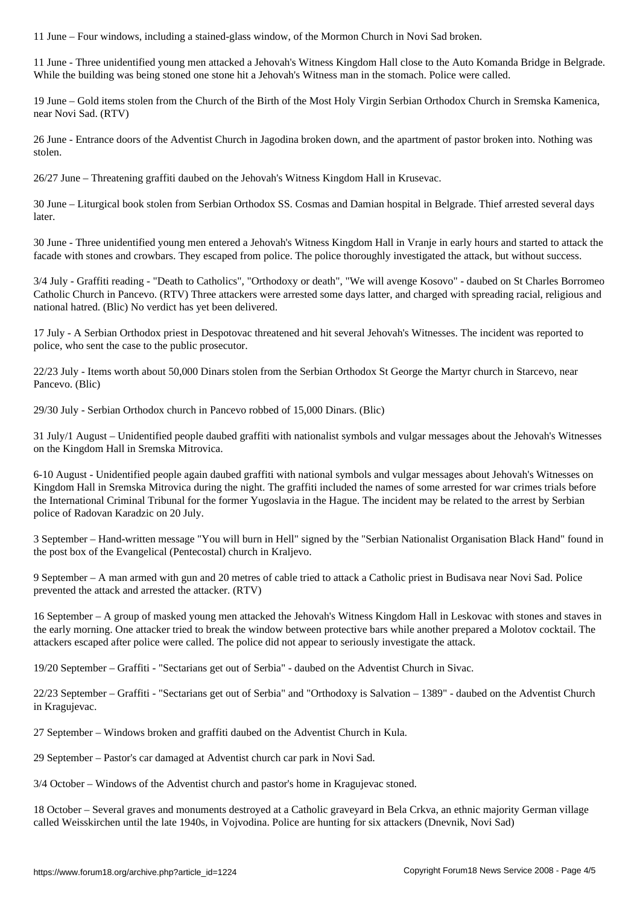11 June – Four windows, including a stained-glass window, of the Mormon Church in Novi Sad broken.

11 June - Three unidentified young men attacked a Jehovah's Witness Kingdom Hall close to the Auto Komanda Bridge in Belgrade. While the building was being stoned one stone hit a Jehovah's Witness man in the stomach. Police were called.

19 June – Gold items stolen from the Church of the Birth of the Most Holy Virgin Serbian Orthodox Church in Sremska Kamenica, near Novi Sad. (RTV)

26 June - Entrance doors of the Adventist Church in Jagodina broken down, and the apartment of pastor broken into. Nothing was stolen.

26/27 June – Threatening graffiti daubed on the Jehovah's Witness Kingdom Hall in Krusevac.

30 June – Liturgical book stolen from Serbian Orthodox SS. Cosmas and Damian hospital in Belgrade. Thief arrested several days later.

30 June - Three unidentified young men entered a Jehovah's Witness Kingdom Hall in Vranje in early hours and started to attack the facade with stones and crowbars. They escaped from police. The police thoroughly investigated the attack, but without success.

3/4 July - Graffiti reading - "Death to Catholics", "Orthodoxy or death", "We will avenge Kosovo" - daubed on St Charles Borromeo Catholic Church in Pancevo. (RTV) Three attackers were arrested some days latter, and charged with spreading racial, religious and national hatred. (Blic) No verdict has yet been delivered.

17 July - A Serbian Orthodox priest in Despotovac threatened and hit several Jehovah's Witnesses. The incident was reported to police, who sent the case to the public prosecutor.

22/23 July - Items worth about 50,000 Dinars stolen from the Serbian Orthodox St George the Martyr church in Starcevo, near Pancevo. (Blic)

29/30 July - Serbian Orthodox church in Pancevo robbed of 15,000 Dinars. (Blic)

31 July/1 August – Unidentified people daubed graffiti with nationalist symbols and vulgar messages about the Jehovah's Witnesses on the Kingdom Hall in Sremska Mitrovica.

6-10 August - Unidentified people again daubed graffiti with national symbols and vulgar messages about Jehovah's Witnesses on Kingdom Hall in Sremska Mitrovica during the night. The graffiti included the names of some arrested for war crimes trials before the International Criminal Tribunal for the former Yugoslavia in the Hague. The incident may be related to the arrest by Serbian police of Radovan Karadzic on 20 July.

3 September – Hand-written message "You will burn in Hell" signed by the "Serbian Nationalist Organisation Black Hand" found in the post box of the Evangelical (Pentecostal) church in Kraljevo.

9 September – A man armed with gun and 20 metres of cable tried to attack a Catholic priest in Budisava near Novi Sad. Police prevented the attack and arrested the attacker. (RTV)

16 September – A group of masked young men attacked the Jehovah's Witness Kingdom Hall in Leskovac with stones and staves in the early morning. One attacker tried to break the window between protective bars while another prepared a Molotov cocktail. The attackers escaped after police were called. The police did not appear to seriously investigate the attack.

19/20 September – Graffiti - "Sectarians get out of Serbia" - daubed on the Adventist Church in Sivac.

22/23 September – Graffiti - "Sectarians get out of Serbia" and "Orthodoxy is Salvation – 1389" - daubed on the Adventist Church in Kragujevac.

27 September – Windows broken and graffiti daubed on the Adventist Church in Kula.

29 September – Pastor's car damaged at Adventist church car park in Novi Sad.

3/4 October – Windows of the Adventist church and pastor's home in Kragujevac stoned.

18 October – Several graves and monuments destroyed at a Catholic graveyard in Bela Crkva, an ethnic majority German village called Weisskirchen until the late 1940s, in Vojvodina. Police are hunting for six attackers (Dnevnik, Novi Sad)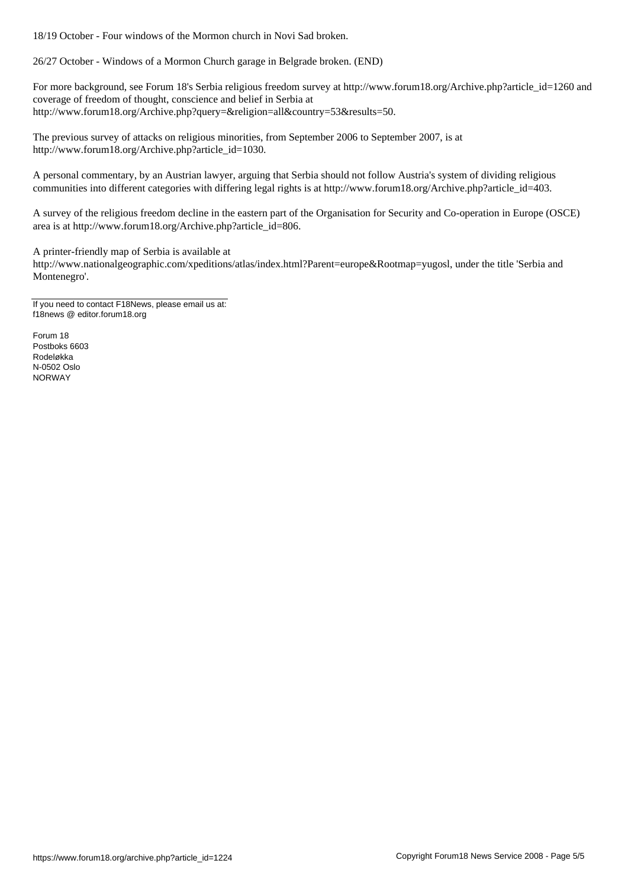18/19 October - Four windows of the Mormon church in Novi Sad broken.

26/27 October - Windows of a Mormon Church garage in Belgrade broken. (END)

For more background, see Forum 18's Serbia religious freedom survey at http://www.forum18.org/Archive.php?article_id=1260 and coverage of freedom of thought, conscience and belief in Serbia at http://www.forum18.org/Archive.php?query=&religion=all&country=53&results=50.

The previous survey of attacks on religious minorities, from September 2006 to September 2007, is at http://www.forum18.org/Archive.php?article_id=1030.

A personal commentary, by an Austrian lawyer, arguing that Serbia should not follow Austria's system of dividing religious communities into different categories with differing legal rights is at http://www.forum18.org/Archive.php?article_id=403.

A survey of the religious freedom decline in the eastern part of the Organisation for Security and Co-operation in Europe (OSCE) area is at http://www.forum18.org/Archive.php?article_id=806.

A printer-friendly map of Serbia is available at http://www.nationalgeographic.com/xpeditions/atlas/index.html?Parent=europe&Rootmap=yugosl, under the title 'Serbia and Montenegro'.

---

If you need to contact F18News, please email us at:
f18news @ editor.forum18.org

Forum 18
Postboks 6603
Rodeløkka
N-0502 Oslo
NORWAY